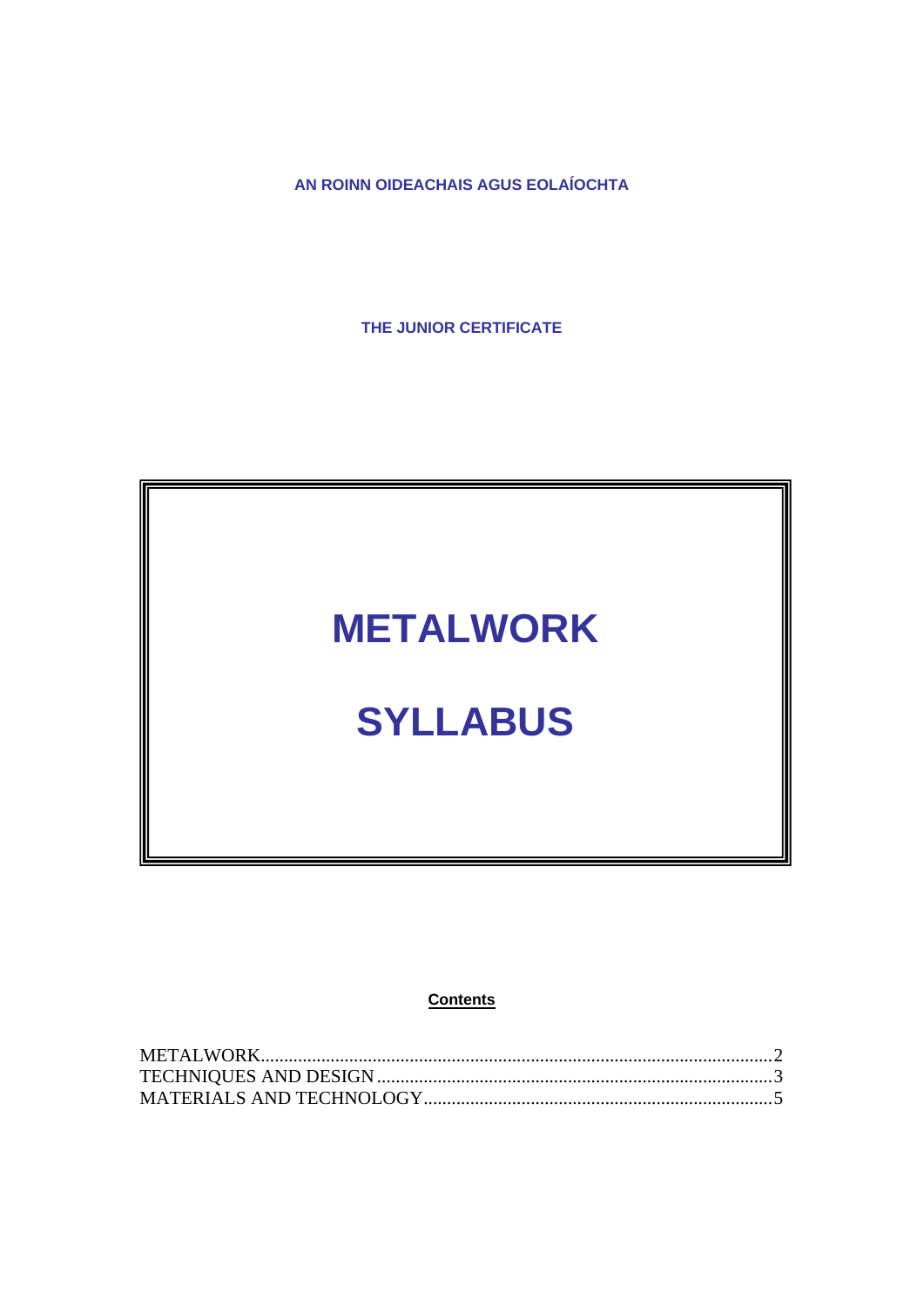**AN ROINN OIDEACHAIS AGUS EOLAÍOCHTA**

**THE JUNIOR CERTIFICATE**

# METALWORK

# SYLLABUS

**Contents**

METALWORK ........................................................................ 2
TECHNIQUES AND DESIGN ................................................... 3
MATERIALS AND TECHNOLOGY .......................................... 5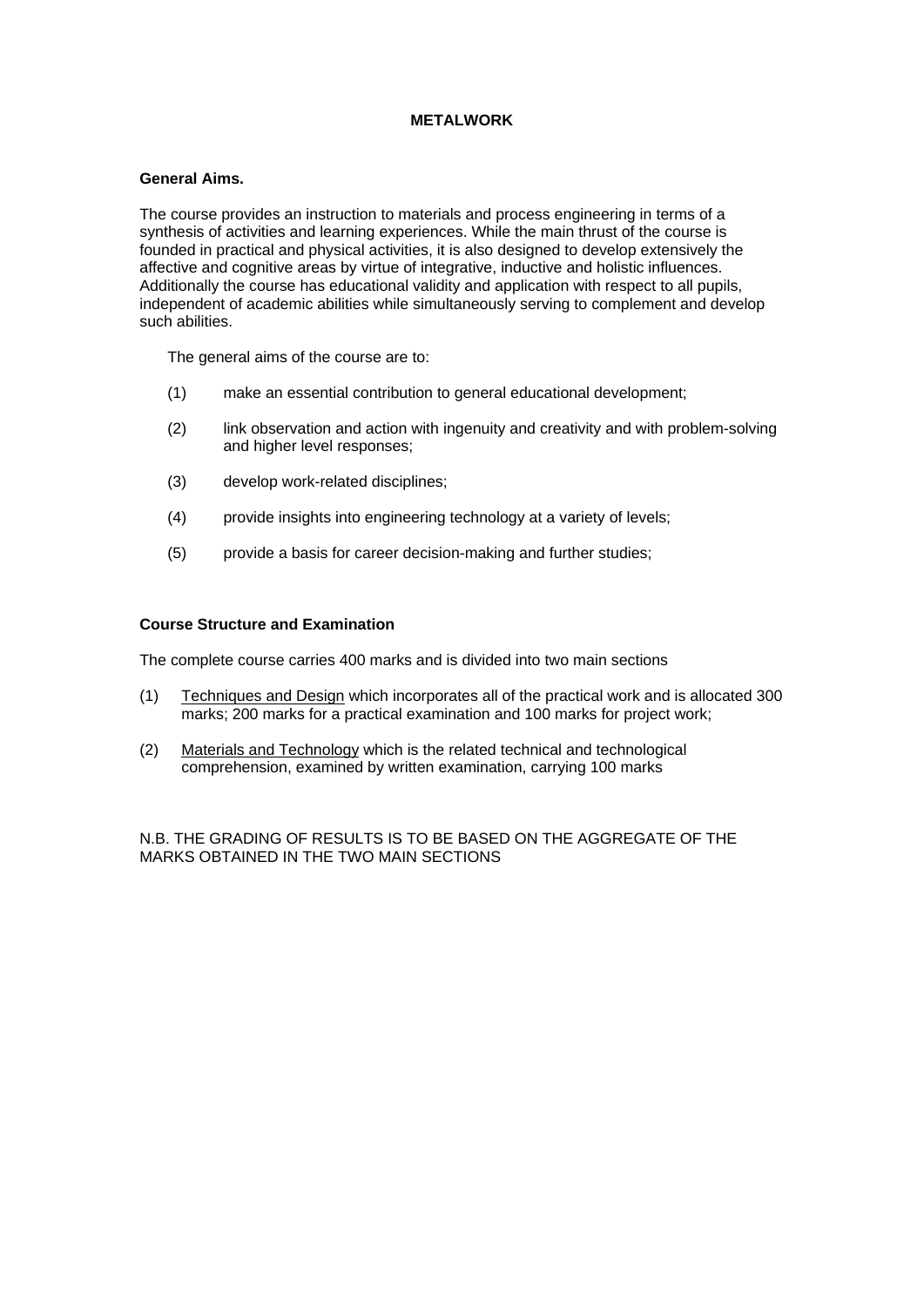# METALWORK

## General Aims.

The course provides an instruction to materials and process engineering in terms of a synthesis of activities and learning experiences. While the main thrust of the course is founded in practical and physical activities, it is also designed to develop extensively the affective and cognitive areas by virtue of integrative, inductive and holistic influences. Additionally the course has educational validity and application with respect to all pupils, independent of academic abilities while simultaneously serving to complement and develop such abilities.

The general aims of the course are to:

(1) make an essential contribution to general educational development;

(2) link observation and action with ingenuity and creativity and with problem-solving and higher level responses;

(3) develop work-related disciplines;

(4) provide insights into engineering technology at a variety of levels;

(5) provide a basis for career decision-making and further studies;

## Course Structure and Examination

The complete course carries 400 marks and is divided into two main sections

(1) Techniques and Design which incorporates all of the practical work and is allocated 300 marks; 200 marks for a practical examination and 100 marks for project work;

(2) Materials and Technology which is the related technical and technological comprehension, examined by written examination, carrying 100 marks

N.B. THE GRADING OF RESULTS IS TO BE BASED ON THE AGGREGATE OF THE MARKS OBTAINED IN THE TWO MAIN SECTIONS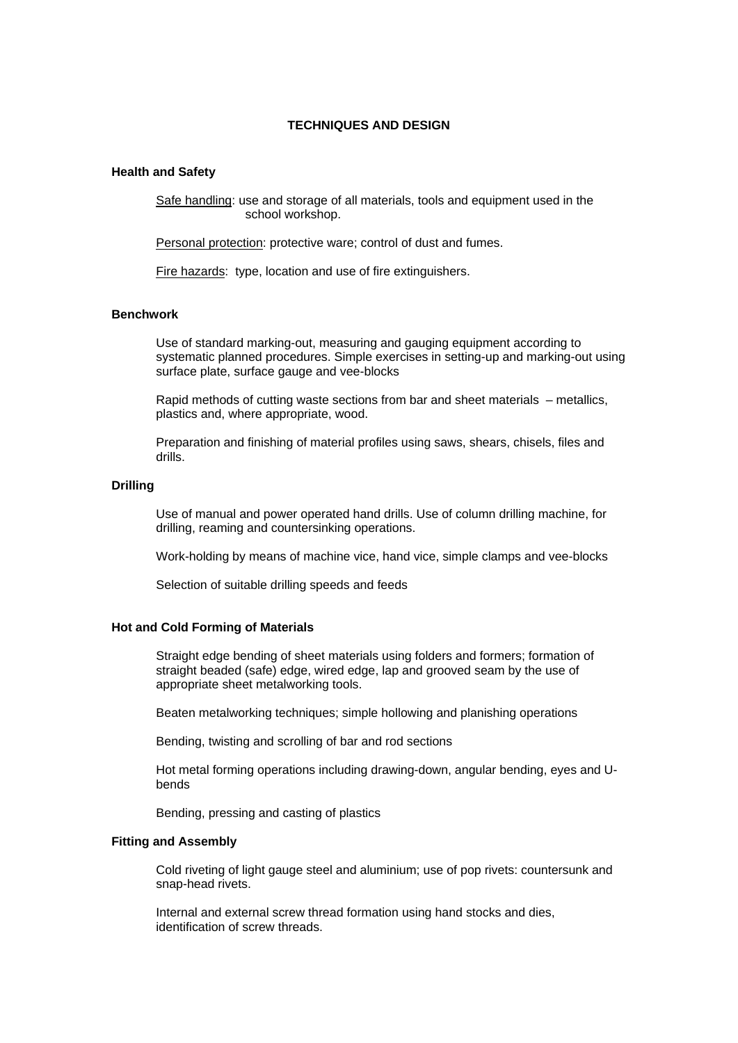# TECHNIQUES AND DESIGN

## Health and Safety

Safe handling: use and storage of all materials, tools and equipment used in the school workshop.

Personal protection: protective ware; control of dust and fumes.

Fire hazards: type, location and use of fire extinguishers.

## Benchwork

Use of standard marking-out, measuring and gauging equipment according to systematic planned procedures. Simple exercises in setting-up and marking-out using surface plate, surface gauge and vee-blocks

Rapid methods of cutting waste sections from bar and sheet materials – metallics, plastics and, where appropriate, wood.

Preparation and finishing of material profiles using saws, shears, chisels, files and drills.

## Drilling

Use of manual and power operated hand drills. Use of column drilling machine, for drilling, reaming and countersinking operations.

Work-holding by means of machine vice, hand vice, simple clamps and vee-blocks

Selection of suitable drilling speeds and feeds

## Hot and Cold Forming of Materials

Straight edge bending of sheet materials using folders and formers; formation of straight beaded (safe) edge, wired edge, lap and grooved seam by the use of appropriate sheet metalworking tools.

Beaten metalworking techniques; simple hollowing and planishing operations

Bending, twisting and scrolling of bar and rod sections

Hot metal forming operations including drawing-down, angular bending, eyes and U-bends

Bending, pressing and casting of plastics

## Fitting and Assembly

Cold riveting of light gauge steel and aluminium; use of pop rivets: countersunk and snap-head rivets.

Internal and external screw thread formation using hand stocks and dies, identification of screw threads.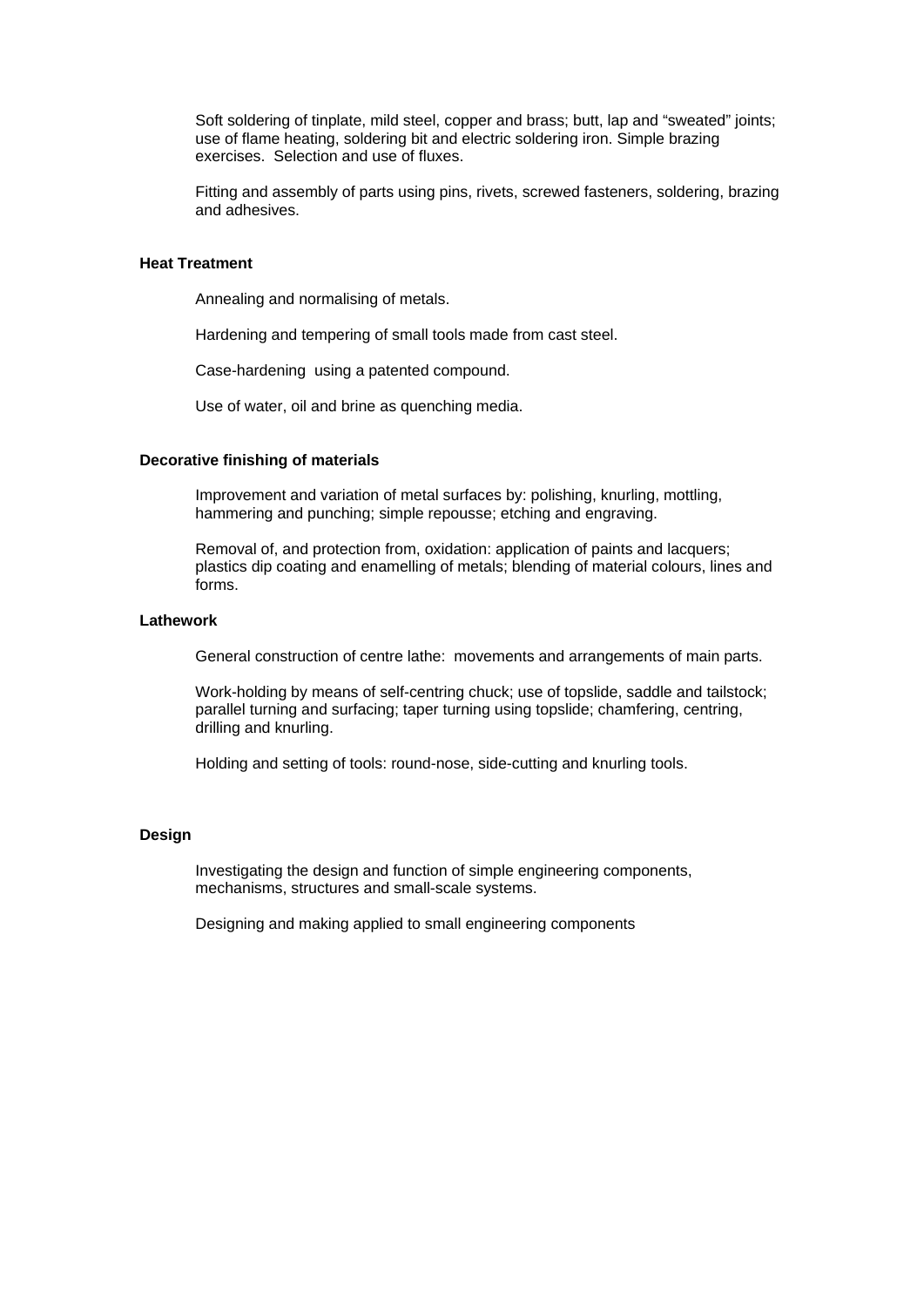Soft soldering of tinplate, mild steel, copper and brass; butt, lap and “sweated” joints; use of flame heating, soldering bit and electric soldering iron. Simple brazing exercises. Selection and use of fluxes.

Fitting and assembly of parts using pins, rivets, screwed fasteners, soldering, brazing and adhesives.

**Heat Treatment**

Annealing and normalising of metals.

Hardening and tempering of small tools made from cast steel.

Case-hardening using a patented compound.

Use of water, oil and brine as quenching media.

**Decorative finishing of materials**

Improvement and variation of metal surfaces by: polishing, knurling, mottling, hammering and punching; simple repousse; etching and engraving.

Removal of, and protection from, oxidation: application of paints and lacquers; plastics dip coating and enamelling of metals; blending of material colours, lines and forms.

**Lathework**

General construction of centre lathe: movements and arrangements of main parts.

Work-holding by means of self-centring chuck; use of topslide, saddle and tailstock; parallel turning and surfacing; taper turning using topslide; chamfering, centring, drilling and knurling.

Holding and setting of tools: round-nose, side-cutting and knurling tools.

**Design**

Investigating the design and function of simple engineering components, mechanisms, structures and small-scale systems.

Designing and making applied to small engineering components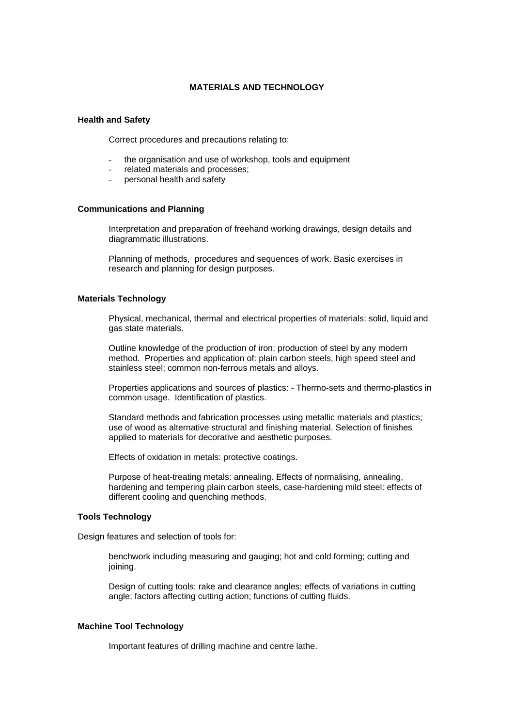# MATERIALS AND TECHNOLOGY

## Health and Safety

Correct procedures and precautions relating to:

- the organisation and use of workshop, tools and equipment
- related materials and processes;
- personal health and safety

## Communications and Planning

Interpretation and preparation of freehand working drawings, design details and diagrammatic illustrations.

Planning of methods, procedures and sequences of work. Basic exercises in research and planning for design purposes.

## Materials Technology

Physical, mechanical, thermal and electrical properties of materials: solid, liquid and gas state materials.

Outline knowledge of the production of iron; production of steel by any modern method. Properties and application of: plain carbon steels, high speed steel and stainless steel; common non-ferrous metals and alloys.

Properties applications and sources of plastics: - Thermo-sets and thermo-plastics in common usage. Identification of plastics.

Standard methods and fabrication processes using metallic materials and plastics; use of wood as alternative structural and finishing material. Selection of finishes applied to materials for decorative and aesthetic purposes.

Effects of oxidation in metals: protective coatings.

Purpose of heat-treating metals: annealing. Effects of normalising, annealing, hardening and tempering plain carbon steels, case-hardening mild steel: effects of different cooling and quenching methods.

## Tools Technology

Design features and selection of tools for:

benchwork including measuring and gauging; hot and cold forming; cutting and joining.

Design of cutting tools: rake and clearance angles; effects of variations in cutting angle; factors affecting cutting action; functions of cutting fluids.

## Machine Tool Technology

Important features of drilling machine and centre lathe.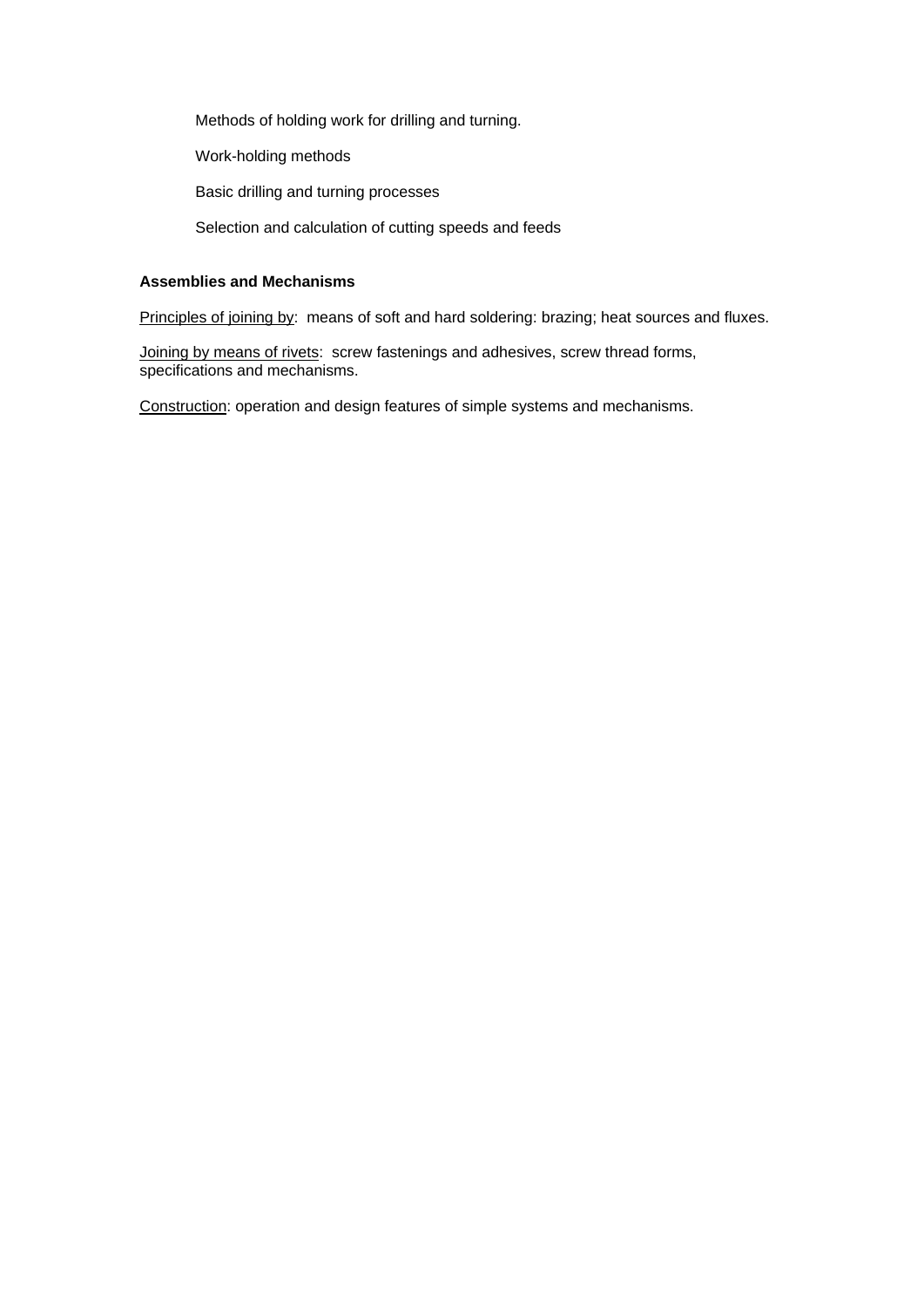Methods of holding work for drilling and turning.

Work-holding methods

Basic drilling and turning processes

Selection and calculation of cutting speeds and feeds

**Assemblies and Mechanisms**

Principles of joining by: means of soft and hard soldering: brazing; heat sources and fluxes.

Joining by means of rivets: screw fastenings and adhesives, screw thread forms, specifications and mechanisms.

Construction: operation and design features of simple systems and mechanisms.